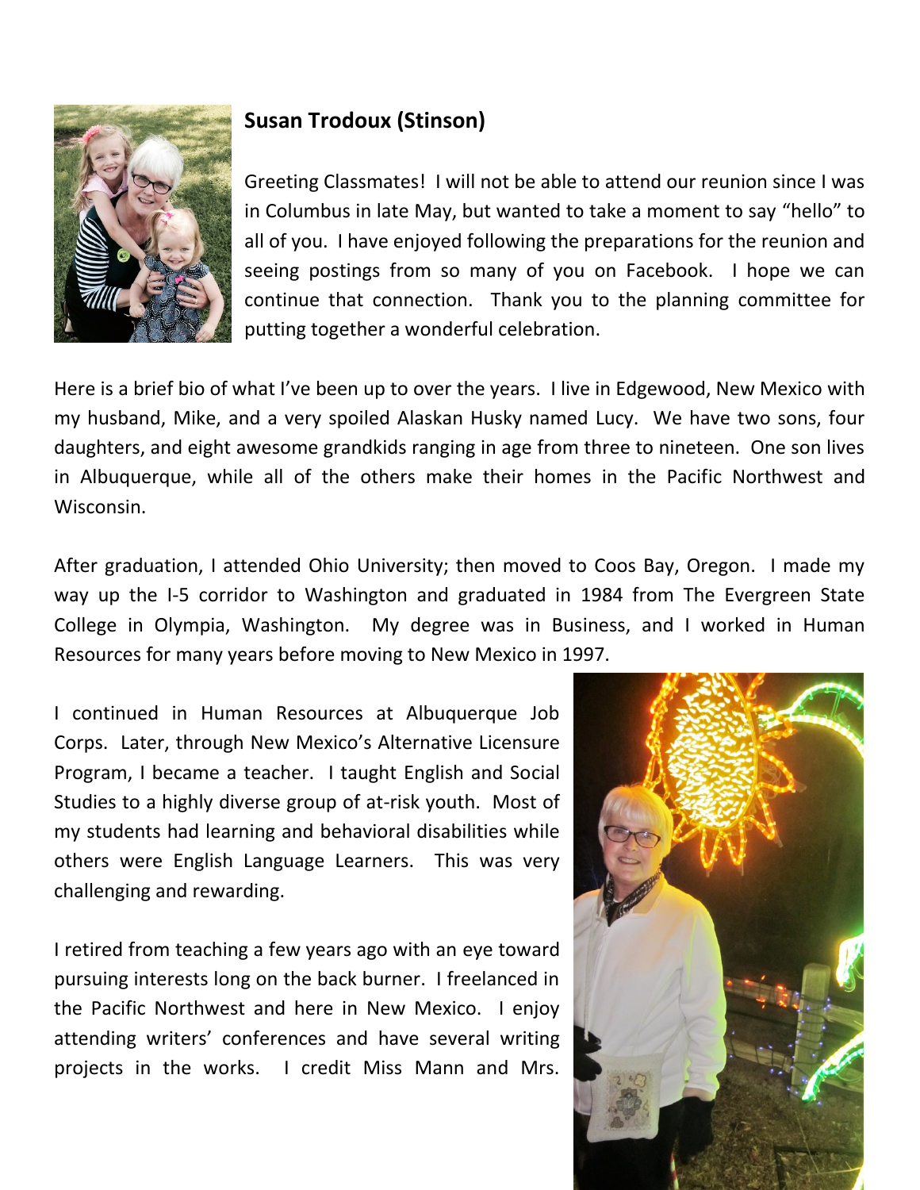**Susan Trodoux (Stinson)**

Greeting Classmates! I will not be able to attend our reunion since I was in Columbus in late May, but wanted to take a moment to say "hello" to all of you. I have enjoyed following the preparations for the reunion and seeing postings from so many of you on Facebook. I hope we can continue that connection. Thank you to the planning committee for putting together a wonderful celebration.

Here is a brief bio of what I've been up to over the years. I live in Edgewood, New Mexico with my husband, Mike, and a very spoiled Alaskan Husky named Lucy. We have two sons, four daughters, and eight awesome grandkids ranging in age from three to nineteen. One son lives in Albuquerque, while all of the others make their homes in the Pacific Northwest and Wisconsin.

After graduation, I attended Ohio University; then moved to Coos Bay, Oregon. I made my way up the I-5 corridor to Washington and graduated in 1984 from The Evergreen State College in Olympia, Washington. My degree was in Business, and I worked in Human Resources for many years before moving to New Mexico in 1997.

I continued in Human Resources at Albuquerque Job Corps. Later, through New Mexico's Alternative Licensure Program, I became a teacher. I taught English and Social Studies to a highly diverse group of at-risk youth. Most of my students had learning and behavioral disabilities while others were English Language Learners. This was very challenging and rewarding.

I retired from teaching a few years ago with an eye toward pursuing interests long on the back burner. I freelanced in the Pacific Northwest and here in New Mexico. I enjoy attending writers' conferences and have several writing projects in the works. I credit Miss Mann and Mrs.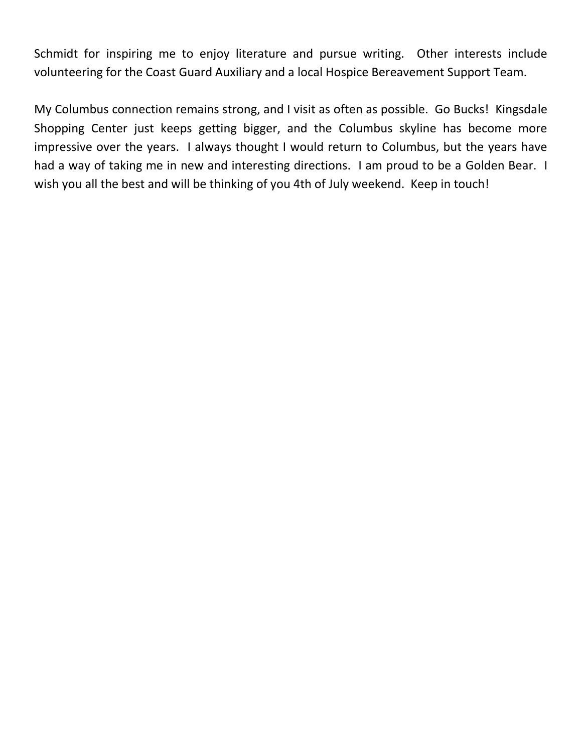Schmidt for inspiring me to enjoy literature and pursue writing. Other interests include volunteering for the Coast Guard Auxiliary and a local Hospice Bereavement Support Team.

My Columbus connection remains strong, and I visit as often as possible. Go Bucks! Kingsdale Shopping Center just keeps getting bigger, and the Columbus skyline has become more impressive over the years. I always thought I would return to Columbus, but the years have had a way of taking me in new and interesting directions. I am proud to be a Golden Bear. I wish you all the best and will be thinking of you 4th of July weekend. Keep in touch!